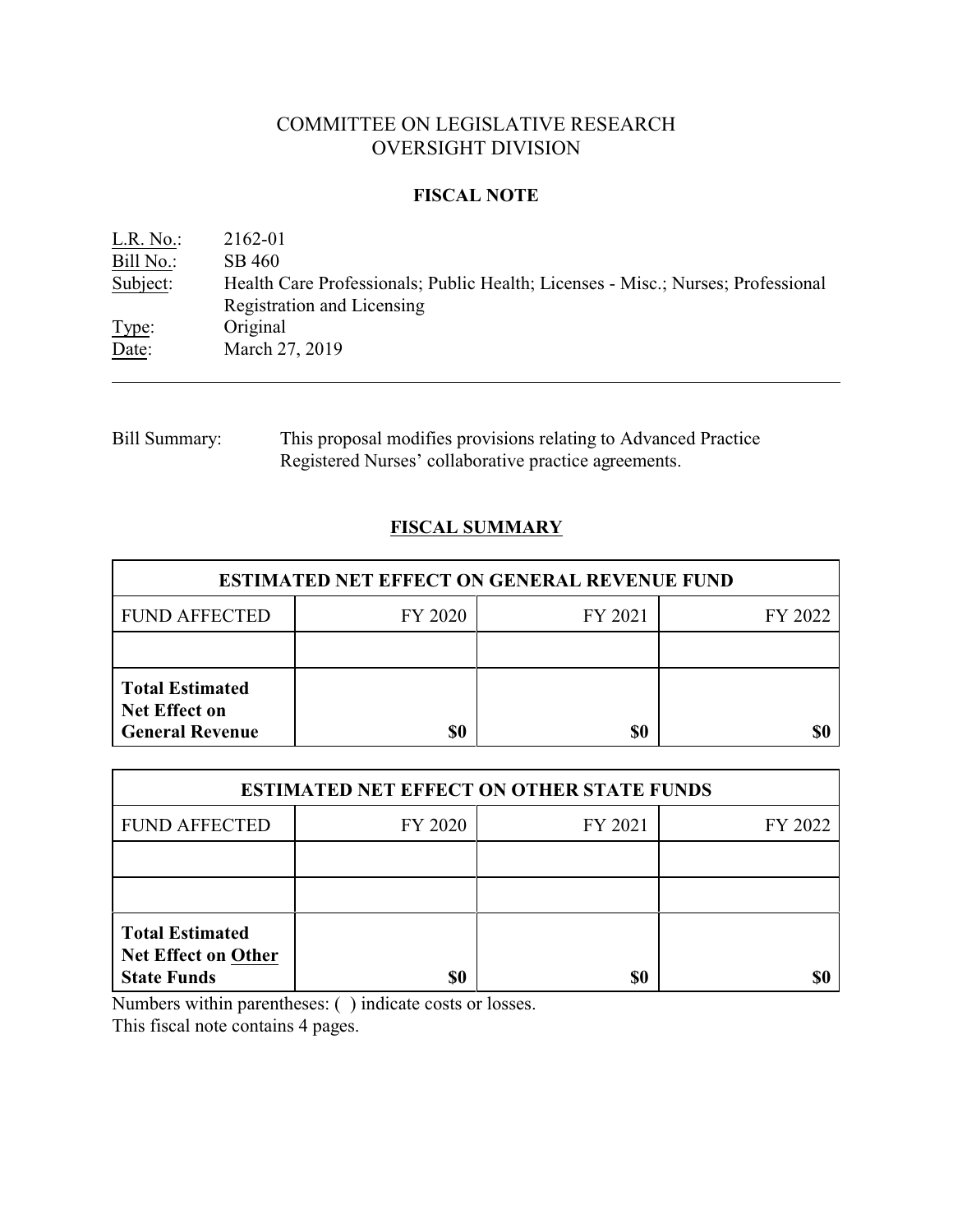# COMMITTEE ON LEGISLATIVE RESEARCH
# OVERSIGHT DIVISION

## FISCAL NOTE

L.R. No.: 2162-01
Bill No.: SB 460
Subject: Health Care Professionals; Public Health; Licenses - Misc.; Nurses; Professional Registration and Licensing
Type: Original
Date: March 27, 2019

---

Bill Summary: This proposal modifies provisions relating to Advanced Practice Registered Nurses' collaborative practice agreements.

## FISCAL SUMMARY

| ESTIMATED NET EFFECT ON GENERAL REVENUE FUND | | | |
|---|---|---|---|
| FUND AFFECTED | FY 2020 | FY 2021 | FY 2022 |
| | | | |
| **Total Estimated Net Effect on General Revenue** | **$0** | **$0** | **$0** |

| ESTIMATED NET EFFECT ON OTHER STATE FUNDS | | | |
|---|---|---|---|
| FUND AFFECTED | FY 2020 | FY 2021 | FY 2022 |
| | | | |
| | | | |
| **Total Estimated Net Effect on Other State Funds** | **$0** | **$0** | **$0** |

Numbers within parentheses: ( ) indicate costs or losses.
This fiscal note contains 4 pages.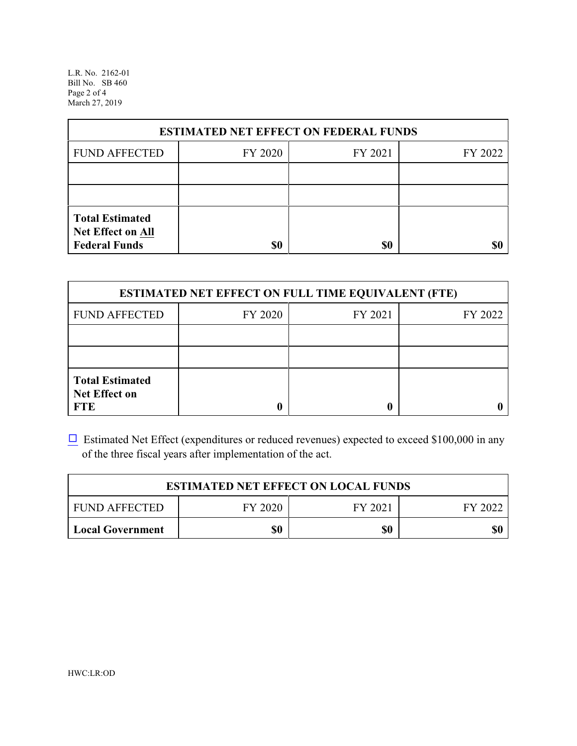| ESTIMATED NET EFFECT ON FEDERAL FUNDS | | | |
|---|---|---|---|
| FUND AFFECTED | FY 2020 | FY 2021 | FY 2022 |
| | | | |
| | | | |
| **Total Estimated Net Effect on All Federal Funds** | **$0** | **$0** | **$0** |

| ESTIMATED NET EFFECT ON FULL TIME EQUIVALENT (FTE) | | | |
|---|---|---|---|
| FUND AFFECTED | FY 2020 | FY 2021 | FY 2022 |
| | | | |
| | | | |
| **Total Estimated Net Effect on FTE** | **0** | **0** | **0** |

☐ Estimated Net Effect (expenditures or reduced revenues) expected to exceed $100,000 in any of the three fiscal years after implementation of the act.

| ESTIMATED NET EFFECT ON LOCAL FUNDS | | | |
|---|---|---|---|
| FUND AFFECTED | FY 2020 | FY 2021 | FY 2022 |
| **Local Government** | **$0** | **$0** | **$0** |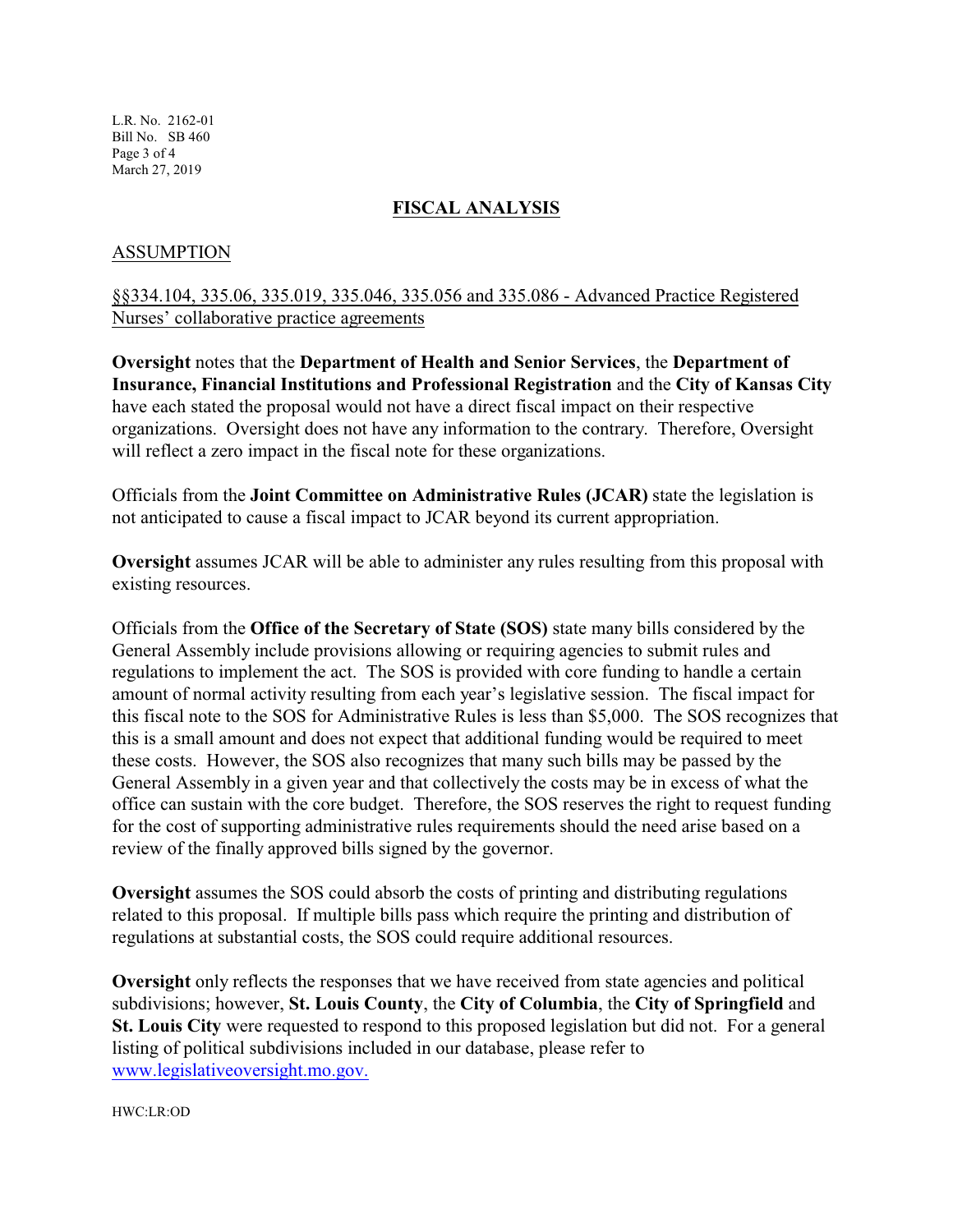## FISCAL ANALYSIS

### ASSUMPTION

§§334.104, 335.06, 335.019, 335.046, 335.056 and 335.086 - Advanced Practice Registered Nurses' collaborative practice agreements

**Oversight** notes that the **Department of Health and Senior Services**, the **Department of Insurance, Financial Institutions and Professional Registration** and the **City of Kansas City** have each stated the proposal would not have a direct fiscal impact on their respective organizations. Oversight does not have any information to the contrary. Therefore, Oversight will reflect a zero impact in the fiscal note for these organizations.

Officials from the **Joint Committee on Administrative Rules (JCAR)** state the legislation is not anticipated to cause a fiscal impact to JCAR beyond its current appropriation.

**Oversight** assumes JCAR will be able to administer any rules resulting from this proposal with existing resources.

Officials from the **Office of the Secretary of State (SOS)** state many bills considered by the General Assembly include provisions allowing or requiring agencies to submit rules and regulations to implement the act. The SOS is provided with core funding to handle a certain amount of normal activity resulting from each year's legislative session. The fiscal impact for this fiscal note to the SOS for Administrative Rules is less than $5,000. The SOS recognizes that this is a small amount and does not expect that additional funding would be required to meet these costs. However, the SOS also recognizes that many such bills may be passed by the General Assembly in a given year and that collectively the costs may be in excess of what the office can sustain with the core budget. Therefore, the SOS reserves the right to request funding for the cost of supporting administrative rules requirements should the need arise based on a review of the finally approved bills signed by the governor.

**Oversight** assumes the SOS could absorb the costs of printing and distributing regulations related to this proposal. If multiple bills pass which require the printing and distribution of regulations at substantial costs, the SOS could require additional resources.

**Oversight** only reflects the responses that we have received from state agencies and political subdivisions; however, **St. Louis County**, the **City of Columbia**, the **City of Springfield** and **St. Louis City** were requested to respond to this proposed legislation but did not. For a general listing of political subdivisions included in our database, please refer to www.legislativeoversight.mo.gov.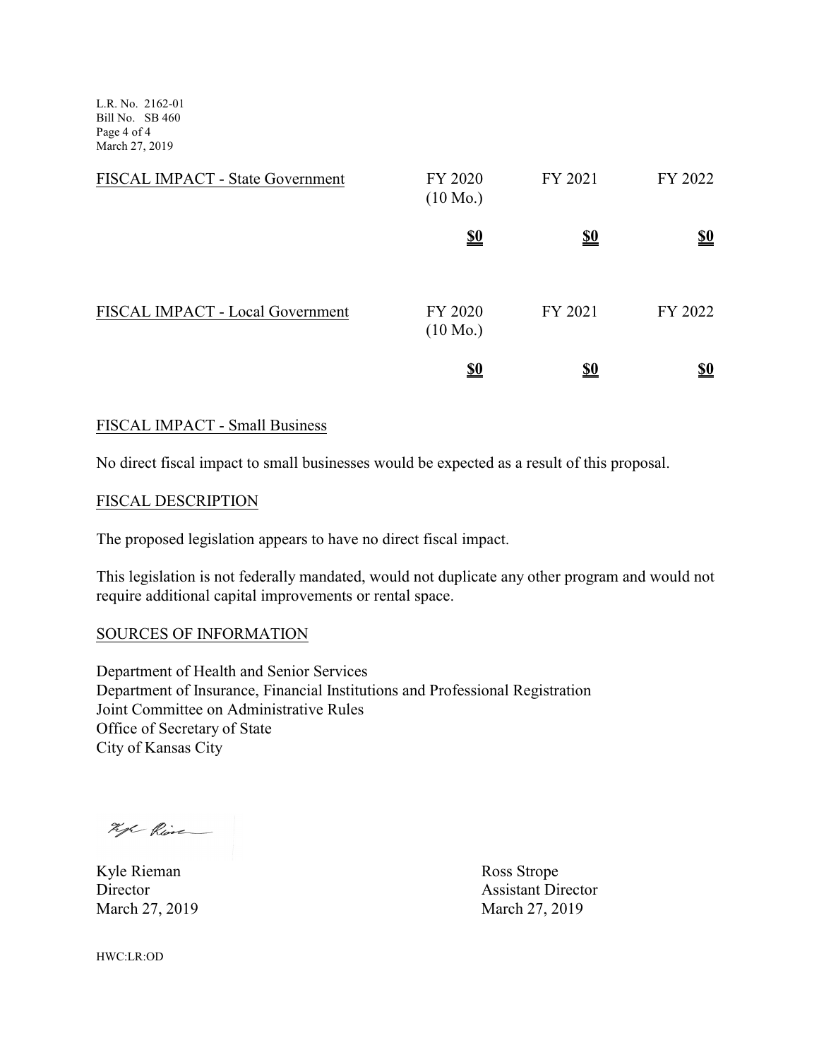| FISCAL IMPACT - State Government | FY 2020 (10 Mo.) | FY 2021 | FY 2022 |
|---|---|---|---|
| | **$0** | **$0** | **$0** |

| FISCAL IMPACT - Local Government | FY 2020 (10 Mo.) | FY 2021 | FY 2022 |
|---|---|---|---|
| | **$0** | **$0** | **$0** |

## FISCAL IMPACT - Small Business

No direct fiscal impact to small businesses would be expected as a result of this proposal.

## FISCAL DESCRIPTION

The proposed legislation appears to have no direct fiscal impact.

This legislation is not federally mandated, would not duplicate any other program and would not require additional capital improvements or rental space.

## SOURCES OF INFORMATION

Department of Health and Senior Services
Department of Insurance, Financial Institutions and Professional Registration
Joint Committee on Administrative Rules
Office of Secretary of State
City of Kansas City

Kyle Rieman
Director
March 27, 2019

Ross Strope
Assistant Director
March 27, 2019

HWC:LR:OD